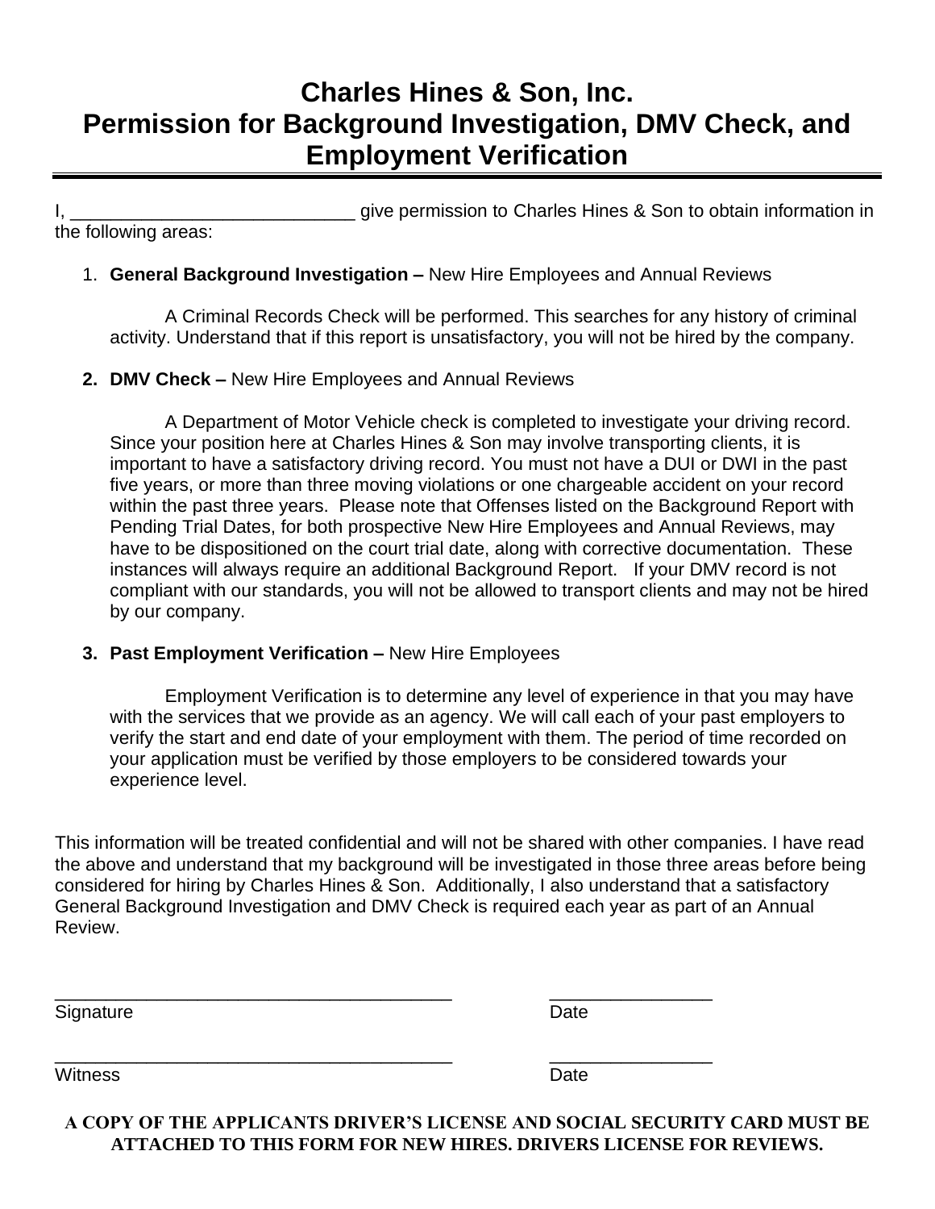# Charles Hines & Son, Inc.
# Permission for Background Investigation, DMV Check, and Employment Verification

I, ____________________________ give permission to Charles Hines & Son to obtain information in the following areas:

1. **General Background Investigation –** New Hire Employees and Annual Reviews

   A Criminal Records Check will be performed. This searches for any history of criminal activity. Understand that if this report is unsatisfactory, you will not be hired by the company.

2. **DMV Check –** New Hire Employees and Annual Reviews

   A Department of Motor Vehicle check is completed to investigate your driving record. Since your position here at Charles Hines & Son may involve transporting clients, it is important to have a satisfactory driving record. You must not have a DUI or DWI in the past five years, or more than three moving violations or one chargeable accident on your record within the past three years. Please note that Offenses listed on the Background Report with Pending Trial Dates, for both prospective New Hire Employees and Annual Reviews, may have to be dispositioned on the court trial date, along with corrective documentation. These instances will always require an additional Background Report. If your DMV record is not compliant with our standards, you will not be allowed to transport clients and may not be hired by our company.

3. **Past Employment Verification –** New Hire Employees

   Employment Verification is to determine any level of experience in that you may have with the services that we provide as an agency. We will call each of your past employers to verify the start and end date of your employment with them. The period of time recorded on your application must be verified by those employers to be considered towards your experience level.

This information will be treated confidential and will not be shared with other companies. I have read the above and understand that my background will be investigated in those three areas before being considered for hiring by Charles Hines & Son. Additionally, I also understand that a satisfactory General Background Investigation and DMV Check is required each year as part of an Annual Review.

________________________________________ ________________

Signature Date

________________________________________ ________________

Witness Date

**A COPY OF THE APPLICANTS DRIVER'S LICENSE AND SOCIAL SECURITY CARD MUST BE ATTACHED TO THIS FORM FOR NEW HIRES. DRIVERS LICENSE FOR REVIEWS.**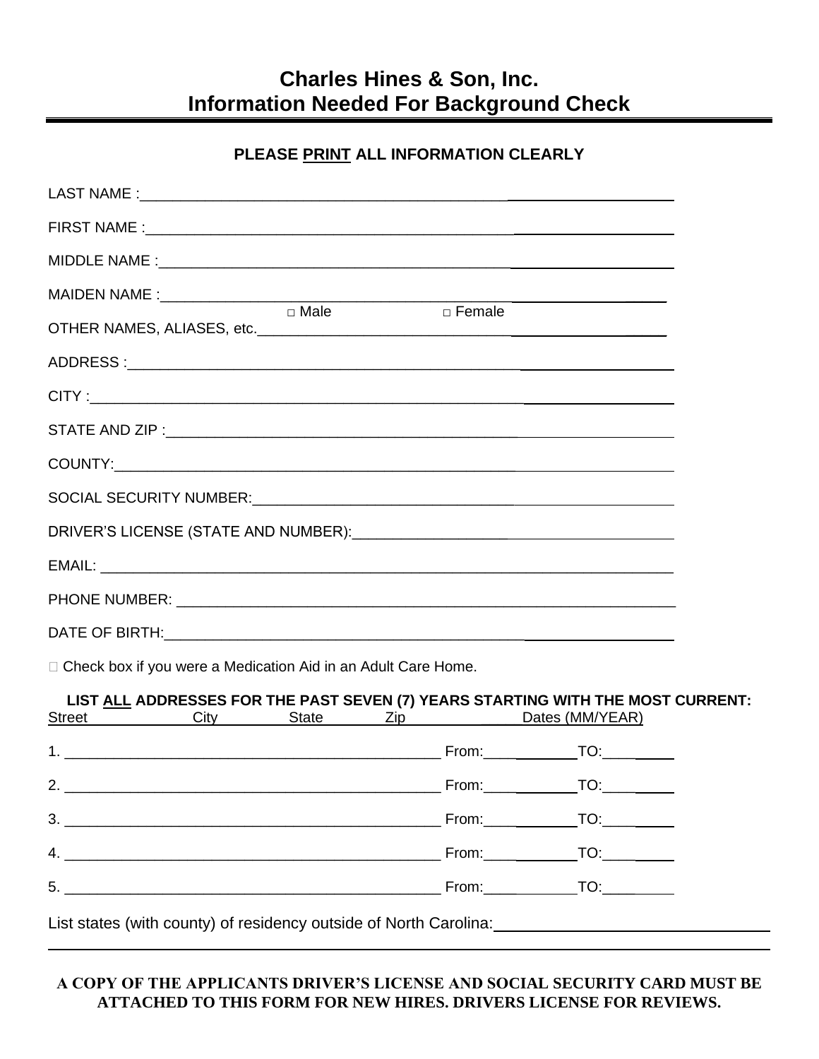# Charles Hines & Son, Inc.
# Information Needed For Background Check

**PLEASE PRINT ALL INFORMATION CLEARLY**

LAST NAME :_______________________________________________

FIRST NAME :_______________________________________________

MIDDLE NAME :_______________________________________________

MAIDEN NAME :_______________________________________________

□ Male □ Female

OTHER NAMES, ALIASES, etc._______________________________________________

ADDRESS :_______________________________________________

CITY :_______________________________________________

STATE AND ZIP :_______________________________________________

COUNTY:_______________________________________________

SOCIAL SECURITY NUMBER:_______________________________________________

DRIVER'S LICENSE (STATE AND NUMBER):_______________________________________________

EMAIL: _______________________________________________

PHONE NUMBER: _______________________________________________

DATE OF BIRTH:_______________________________________________

□ Check box if you were a Medication Aid in an Adult Care Home.

**LIST ALL ADDRESSES FOR THE PAST SEVEN (7) YEARS STARTING WITH THE MOST CURRENT:**

| Street City State Zip | Dates (MM/YEAR) | |
|---|---|---|
| 1. ________________________________ | From:________ | TO:________ |
| 2. ________________________________ | From:________ | TO:________ |
| 3. ________________________________ | From:________ | TO:________ |
| 4. ________________________________ | From:________ | TO:________ |
| 5. ________________________________ | From:________ | TO:________ |

List states (with county) of residency outside of North Carolina:_______________________________________________

_______________________________________________

**A COPY OF THE APPLICANTS DRIVER'S LICENSE AND SOCIAL SECURITY CARD MUST BE ATTACHED TO THIS FORM FOR NEW HIRES. DRIVERS LICENSE FOR REVIEWS.**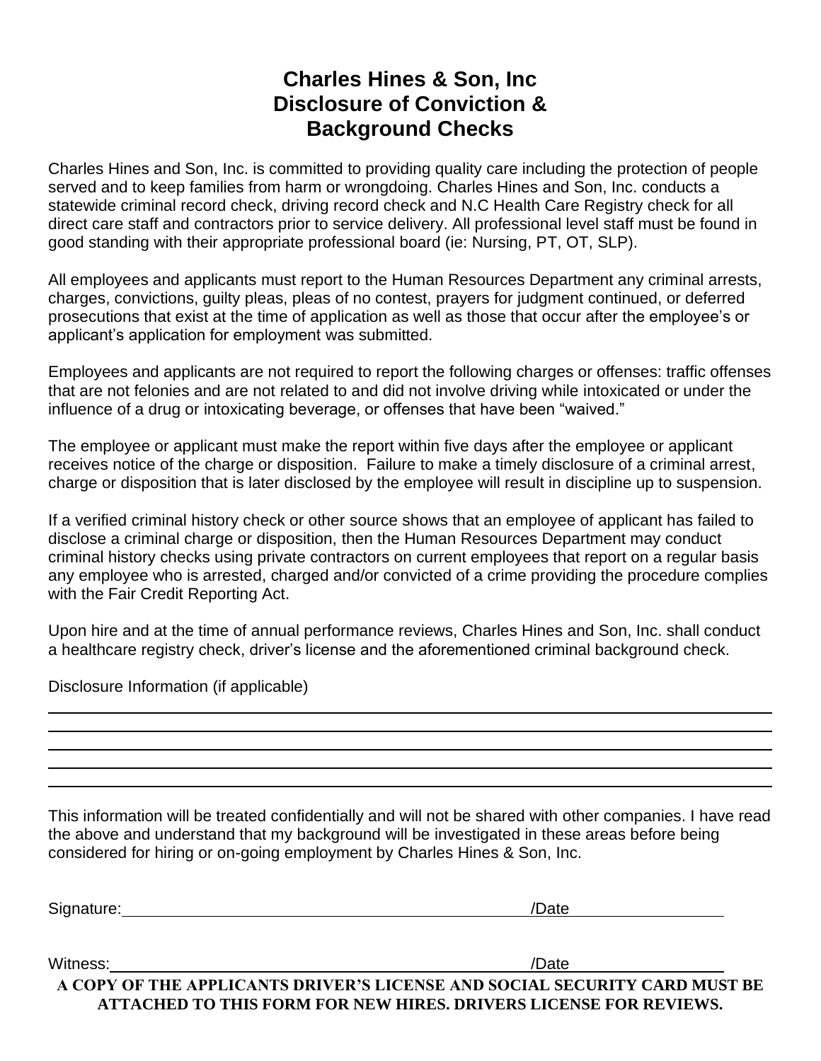# Charles Hines & Son, Inc
# Disclosure of Conviction & Background Checks

Charles Hines and Son, Inc. is committed to providing quality care including the protection of people served and to keep families from harm or wrongdoing. Charles Hines and Son, Inc. conducts a statewide criminal record check, driving record check and N.C Health Care Registry check for all direct care staff and contractors prior to service delivery. All professional level staff must be found in good standing with their appropriate professional board (ie: Nursing, PT, OT, SLP).

All employees and applicants must report to the Human Resources Department any criminal arrests, charges, convictions, guilty pleas, pleas of no contest, prayers for judgment continued, or deferred prosecutions that exist at the time of application as well as those that occur after the employee's or applicant's application for employment was submitted.

Employees and applicants are not required to report the following charges or offenses: traffic offenses that are not felonies and are not related to and did not involve driving while intoxicated or under the influence of a drug or intoxicating beverage, or offenses that have been "waived."

The employee or applicant must make the report within five days after the employee or applicant receives notice of the charge or disposition. Failure to make a timely disclosure of a criminal arrest, charge or disposition that is later disclosed by the employee will result in discipline up to suspension.

If a verified criminal history check or other source shows that an employee of applicant has failed to disclose a criminal charge or disposition, then the Human Resources Department may conduct criminal history checks using private contractors on current employees that report on a regular basis any employee who is arrested, charged and/or convicted of a crime providing the procedure complies with the Fair Credit Reporting Act.

Upon hire and at the time of annual performance reviews, Charles Hines and Son, Inc. shall conduct a healthcare registry check, driver's license and the aforementioned criminal background check.

Disclosure Information (if applicable)

______________________________________________________________________________

______________________________________________________________________________

______________________________________________________________________________

______________________________________________________________________________

______________________________________________________________________________

This information will be treated confidentially and will not be shared with other companies. I have read the above and understand that my background will be investigated in these areas before being considered for hiring or on-going employment by Charles Hines & Son, Inc.

Signature:______________________________________________/Date________________

Witness:________________________________________________/Date________________

**A COPY OF THE APPLICANTS DRIVER'S LICENSE AND SOCIAL SECURITY CARD MUST BE ATTACHED TO THIS FORM FOR NEW HIRES. DRIVERS LICENSE FOR REVIEWS.**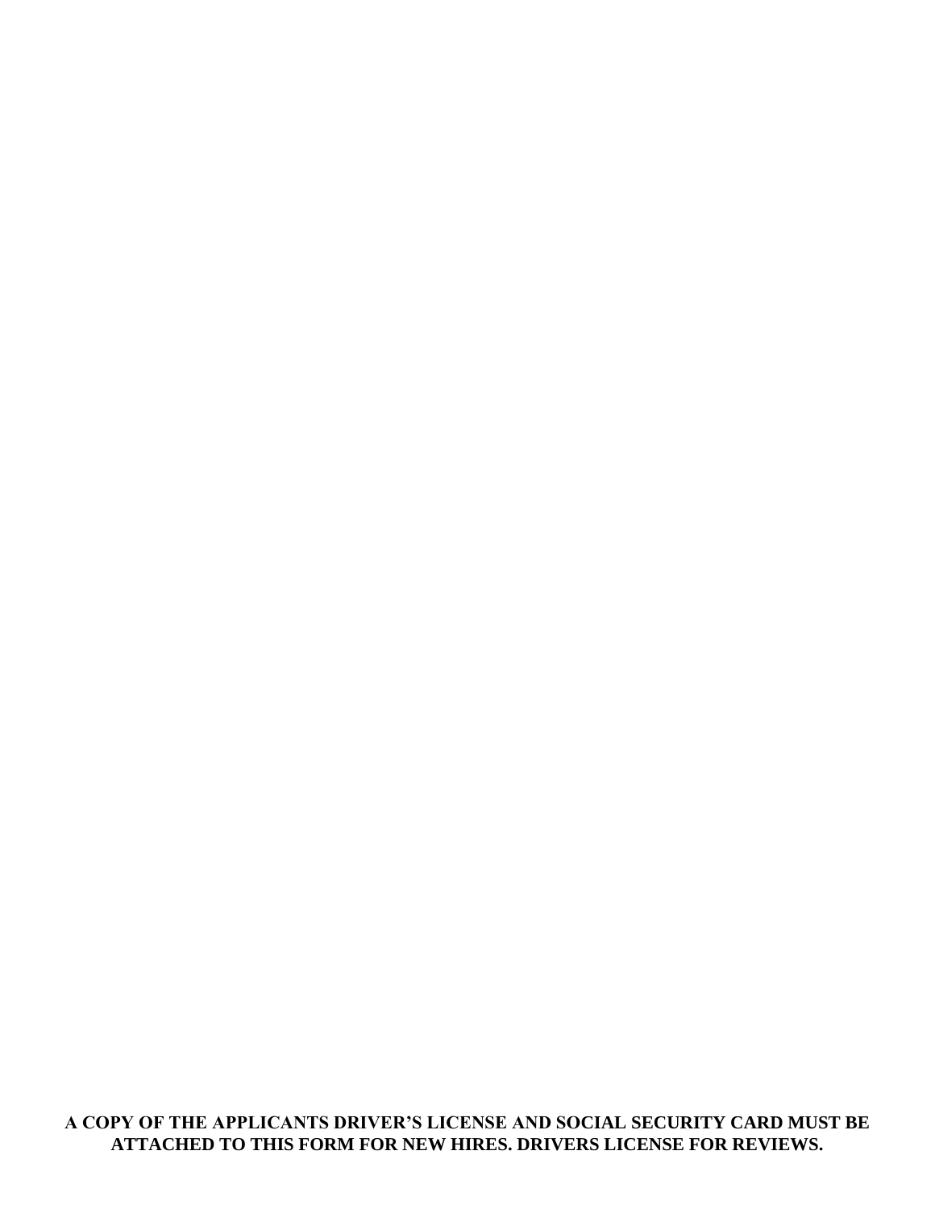**A COPY OF THE APPLICANTS DRIVER'S LICENSE AND SOCIAL SECURITY CARD MUST BE ATTACHED TO THIS FORM FOR NEW HIRES. DRIVERS LICENSE FOR REVIEWS.**